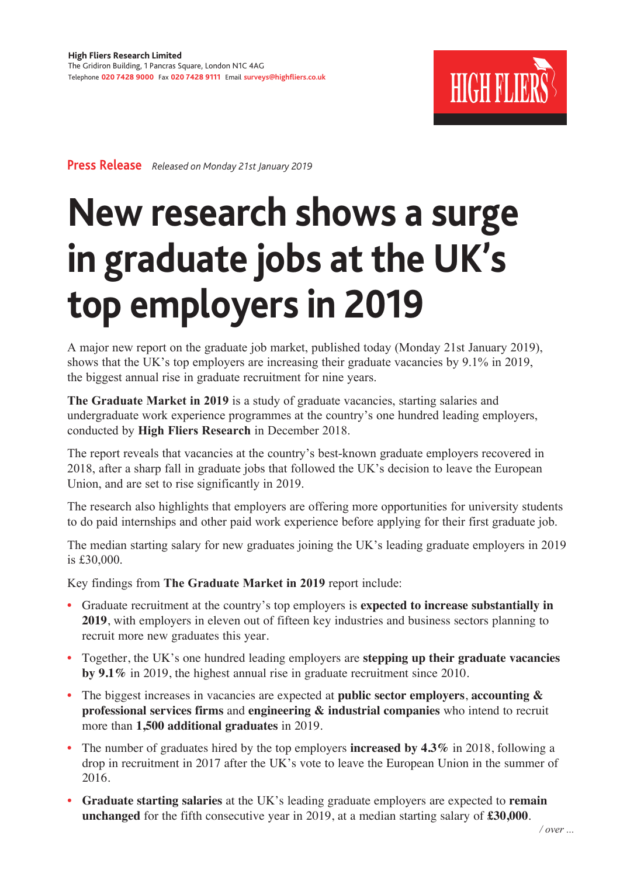**High Fliers Research Limited**
The Gridiron Building, 1 Pancras Square, London N1C 4AG
Telephone **020 7428 9000** Fax **020 7428 9111** Email **surveys@highfliers.co.uk**

HIGH FLIERS

**Press Release** *Released on Monday 21st January 2019*

# New research shows a surge in graduate jobs at the UK's top employers in 2019

A major new report on the graduate job market, published today (Monday 21st January 2019), shows that the UK's top employers are increasing their graduate vacancies by 9.1% in 2019, the biggest annual rise in graduate recruitment for nine years.

**The Graduate Market in 2019** is a study of graduate vacancies, starting salaries and undergraduate work experience programmes at the country's one hundred leading employers, conducted by **High Fliers Research** in December 2018.

The report reveals that vacancies at the country's best-known graduate employers recovered in 2018, after a sharp fall in graduate jobs that followed the UK's decision to leave the European Union, and are set to rise significantly in 2019.

The research also highlights that employers are offering more opportunities for university students to do paid internships and other paid work experience before applying for their first graduate job.

The median starting salary for new graduates joining the UK's leading graduate employers in 2019 is £30,000.

Key findings from **The Graduate Market in 2019** report include:

- Graduate recruitment at the country's top employers is **expected to increase substantially in 2019**, with employers in eleven out of fifteen key industries and business sectors planning to recruit more new graduates this year.
- Together, the UK's one hundred leading employers are **stepping up their graduate vacancies by 9.1%** in 2019, the highest annual rise in graduate recruitment since 2010.
- The biggest increases in vacancies are expected at **public sector employers**, **accounting & professional services firms** and **engineering & industrial companies** who intend to recruit more than **1,500 additional graduates** in 2019.
- The number of graduates hired by the top employers **increased by 4.3%** in 2018, following a drop in recruitment in 2017 after the UK's vote to leave the European Union in the summer of 2016.
- **Graduate starting salaries** at the UK's leading graduate employers are expected to **remain unchanged** for the fifth consecutive year in 2019, at a median starting salary of **£30,000**.

*/ over ...*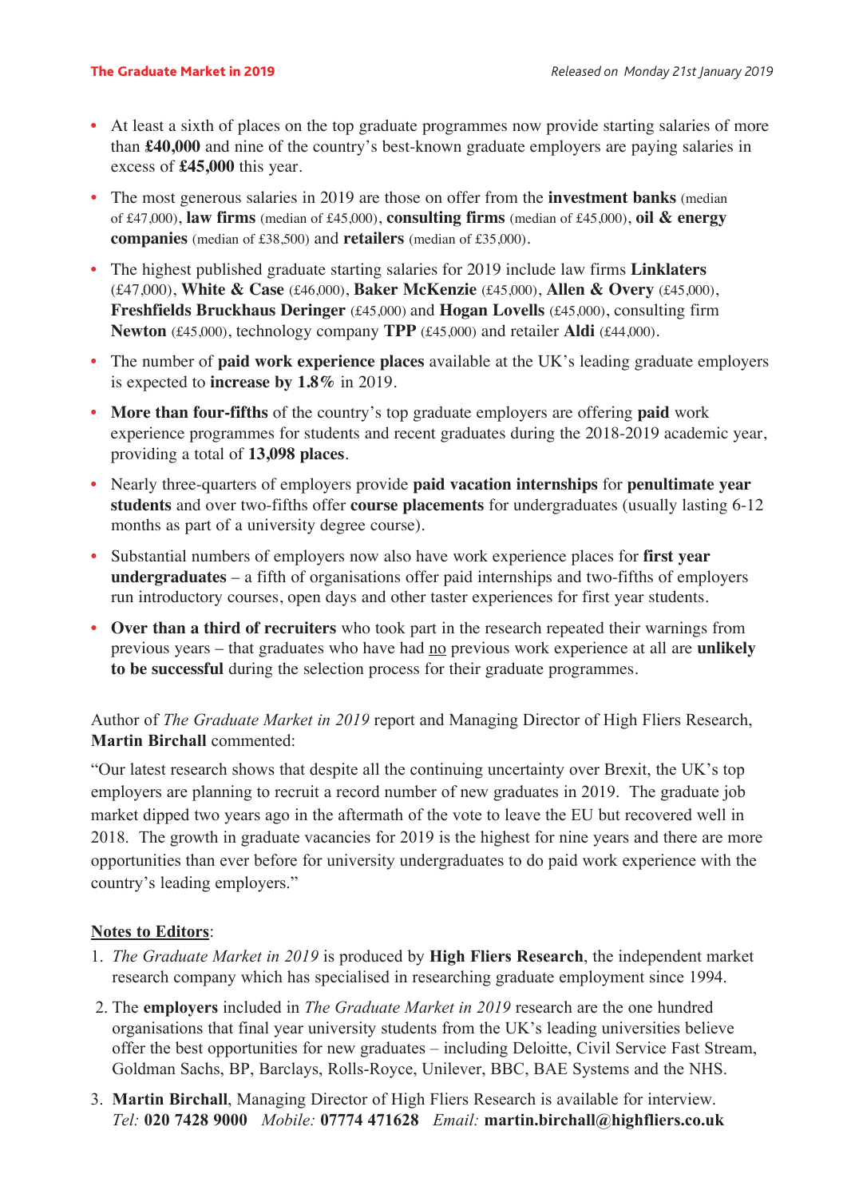- At least a sixth of places on the top graduate programmes now provide starting salaries of more than **£40,000** and nine of the country's best-known graduate employers are paying salaries in excess of **£45,000** this year.
- The most generous salaries in 2019 are those on offer from the **investment banks** (median of £47,000), **law firms** (median of £45,000), **consulting firms** (median of £45,000), **oil & energy companies** (median of £38,500) and **retailers** (median of £35,000).
- The highest published graduate starting salaries for 2019 include law firms **Linklaters** (£47,000), **White & Case** (£46,000), **Baker McKenzie** (£45,000), **Allen & Overy** (£45,000), **Freshfields Bruckhaus Deringer** (£45,000) and **Hogan Lovells** (£45,000), consulting firm **Newton** (£45,000), technology company **TPP** (£45,000) and retailer **Aldi** (£44,000).
- The number of **paid work experience places** available at the UK's leading graduate employers is expected to **increase by 1.8%** in 2019.
- **More than four-fifths** of the country's top graduate employers are offering **paid** work experience programmes for students and recent graduates during the 2018-2019 academic year, providing a total of **13,098 places**.
- Nearly three-quarters of employers provide **paid vacation internships** for **penultimate year students** and over two-fifths offer **course placements** for undergraduates (usually lasting 6-12 months as part of a university degree course).
- Substantial numbers of employers now also have work experience places for **first year undergraduates** – a fifth of organisations offer paid internships and two-fifths of employers run introductory courses, open days and other taster experiences for first year students.
- **Over than a third of recruiters** who took part in the research repeated their warnings from previous years – that graduates who have had no previous work experience at all are **unlikely to be successful** during the selection process for their graduate programmes.

Author of *The Graduate Market in 2019* report and Managing Director of High Fliers Research, **Martin Birchall** commented:

"Our latest research shows that despite all the continuing uncertainty over Brexit, the UK's top employers are planning to recruit a record number of new graduates in 2019. The graduate job market dipped two years ago in the aftermath of the vote to leave the EU but recovered well in 2018. The growth in graduate vacancies for 2019 is the highest for nine years and there are more opportunities than ever before for university undergraduates to do paid work experience with the country's leading employers."

**Notes to Editors**:

1. *The Graduate Market in 2019* is produced by **High Fliers Research**, the independent market research company which has specialised in researching graduate employment since 1994.
2. The **employers** included in *The Graduate Market in 2019* research are the one hundred organisations that final year university students from the UK's leading universities believe offer the best opportunities for new graduates – including Deloitte, Civil Service Fast Stream, Goldman Sachs, BP, Barclays, Rolls-Royce, Unilever, BBC, BAE Systems and the NHS.
3. **Martin Birchall**, Managing Director of High Fliers Research is available for interview. *Tel:* **020 7428 9000** *Mobile:* **07774 471628** *Email:* **martin.birchall@highfliers.co.uk**